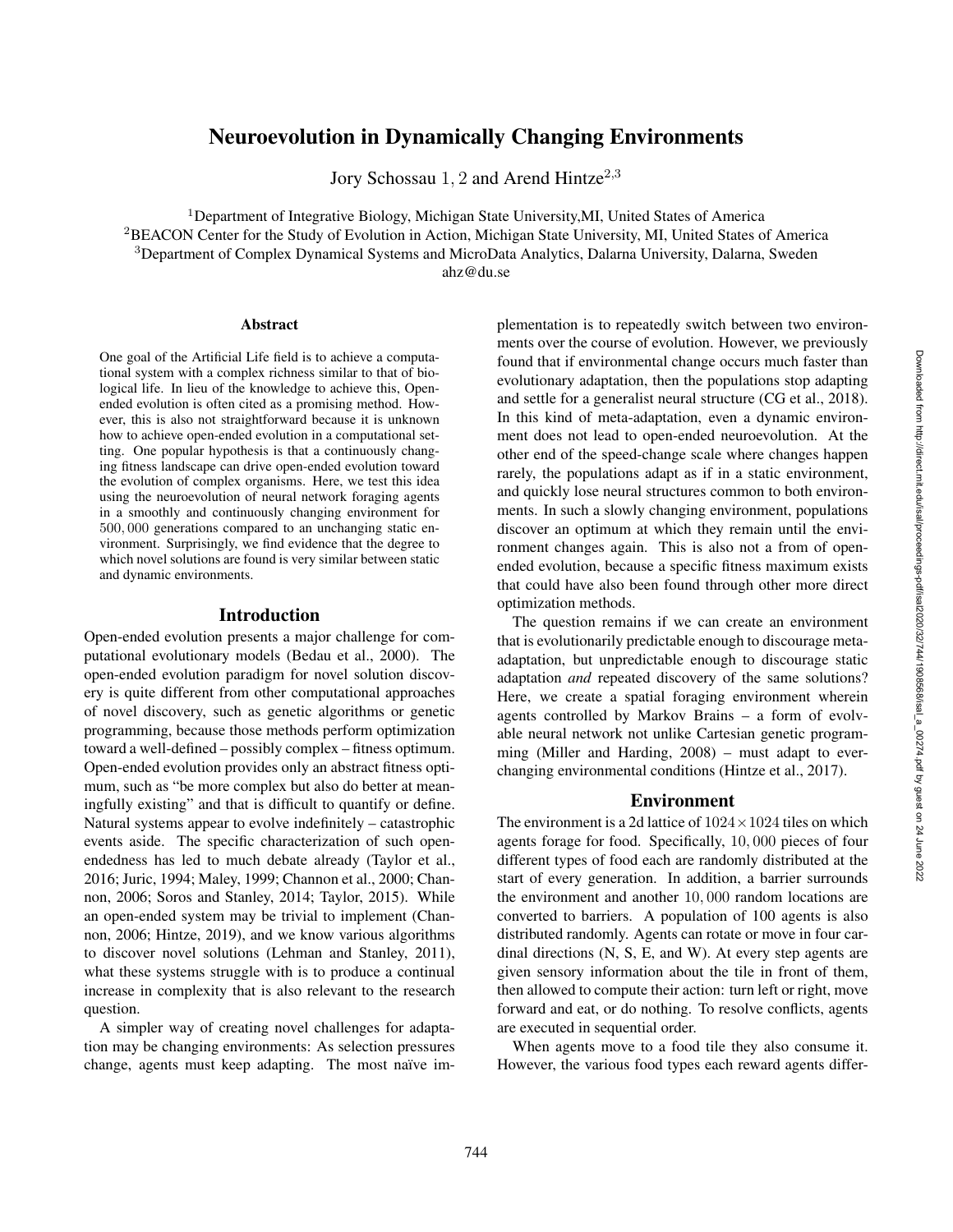# Neuroevolution in Dynamically Changing Environments

Jory Schossau 1, 2 and Arend Hintze[2,3]

[1]Department of Integrative Biology, Michigan State University,MI, United States of America
[2]BEACON Center for the Study of Evolution in Action, Michigan State University, MI, United States of America
[3]Department of Complex Dynamical Systems and MicroData Analytics, Dalarna University, Dalarna, Sweden
ahz@du.se

## Abstract

One goal of the Artificial Life field is to achieve a computational system with a complex richness similar to that of biological life. In lieu of the knowledge to achieve this, Open-ended evolution is often cited as a promising method. However, this is also not straightforward because it is unknown how to achieve open-ended evolution in a computational setting. One popular hypothesis is that a continuously changing fitness landscape can drive open-ended evolution toward the evolution of complex organisms. Here, we test this idea using the neuroevolution of neural network foraging agents in a smoothly and continuously changing environment for $500,000$ generations compared to an unchanging static environment. Surprisingly, we find evidence that the degree to which novel solutions are found is very similar between static and dynamic environments.

## Introduction

Open-ended evolution presents a major challenge for computational evolutionary models (Bedau et al., 2000). The open-ended evolution paradigm for novel solution discovery is quite different from other computational approaches of novel discovery, such as genetic algorithms or genetic programming, because those methods perform optimization toward a well-defined – possibly complex – fitness optimum. Open-ended evolution provides only an abstract fitness optimum, such as "be more complex but also do better at meaningfully existing" and that is difficult to quantify or define. Natural systems appear to evolve indefinitely – catastrophic events aside. The specific characterization of such open-endedness has led to much debate already (Taylor et al., 2016; Juric, 1994; Maley, 1999; Channon et al., 2000; Channon, 2006; Soros and Stanley, 2014; Taylor, 2015). While an open-ended system may be trivial to implement (Channon, 2006; Hintze, 2019), and we know various algorithms to discover novel solutions (Lehman and Stanley, 2011), what these systems struggle with is to produce a continual increase in complexity that is also relevant to the research question.

A simpler way of creating novel challenges for adaptation may be changing environments: As selection pressures change, agents must keep adapting. The most naïve implementation is to repeatedly switch between two environments over the course of evolution. However, we previously found that if environmental change occurs much faster than evolutionary adaptation, then the populations stop adapting and settle for a generalist neural structure (CG et al., 2018). In this kind of meta-adaptation, even a dynamic environment does not lead to open-ended neuroevolution. At the other end of the speed-change scale where changes happen rarely, the populations adapt as if in a static environment, and quickly lose neural structures common to both environments. In such a slowly changing environment, populations discover an optimum at which they remain until the environment changes again. This is also not a from of open-ended evolution, because a specific fitness maximum exists that could have also been found through other more direct optimization methods.

The question remains if we can create an environment that is evolutionarily predictable enough to discourage meta-adaptation, but unpredictable enough to discourage static adaptation *and* repeated discovery of the same solutions? Here, we create a spatial foraging environment wherein agents controlled by Markov Brains – a form of evolvable neural network not unlike Cartesian genetic programming (Miller and Harding, 2008) – must adapt to ever-changing environmental conditions (Hintze et al., 2017).

## Environment

The environment is a 2d lattice of $1024 \times 1024$ tiles on which agents forage for food. Specifically, $10,000$ pieces of four different types of food each are randomly distributed at the start of every generation. In addition, a barrier surrounds the environment and another $10,000$ random locations are converted to barriers. A population of 100 agents is also distributed randomly. Agents can rotate or move in four cardinal directions (N, S, E, and W). At every step agents are given sensory information about the tile in front of them, then allowed to compute their action: turn left or right, move forward and eat, or do nothing. To resolve conflicts, agents are executed in sequential order.

When agents move to a food tile they also consume it. However, the various food types each reward agents differ-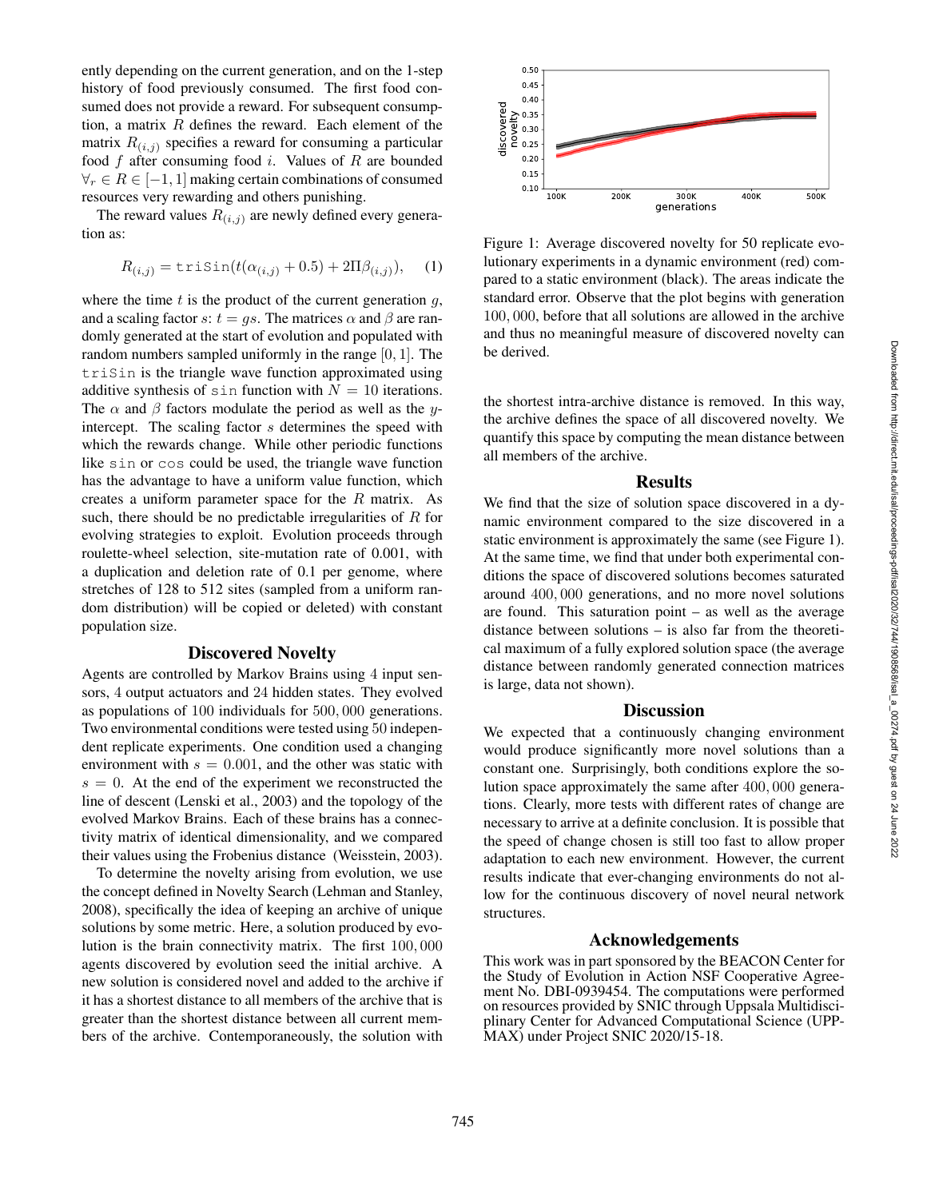ently depending on the current generation, and on the 1-step history of food previously consumed. The first food consumed does not provide a reward. For subsequent consumption, a matrix $R$ defines the reward. Each element of the matrix $R_{(i,j)}$ specifies a reward for consuming a particular food $f$ after consuming food $i$. Values of $R$ are bounded $\forall_r \in R \in [-1, 1]$ making certain combinations of consumed resources very rewarding and others punishing.

The reward values $R_{(i,j)}$ are newly defined every generation as:

$$R_{(i,j)} = \mathtt{triSin}(t(\alpha_{(i,j)} + 0.5) + 2\Pi\beta_{(i,j)}), \quad (1)$$

where the time $t$ is the product of the current generation $g$, and a scaling factor $s$: $t = gs$. The matrices $\alpha$ and $\beta$ are randomly generated at the start of evolution and populated with random numbers sampled uniformly in the range $[0, 1]$. The $\mathtt{triSin}$ is the triangle wave function approximated using additive synthesis of $\mathtt{sin}$ function with $N = 10$ iterations. The $\alpha$ and $\beta$ factors modulate the period as well as the $y$-intercept. The scaling factor $s$ determines the speed with which the rewards change. While other periodic functions like $\mathtt{sin}$ or $\mathtt{cos}$ could be used, the triangle wave function has the advantage to have a uniform value function, which creates a uniform parameter space for the $R$ matrix. As such, there should be no predictable irregularities of $R$ for evolving strategies to exploit. Evolution proceeds through roulette-wheel selection, site-mutation rate of 0.001, with a duplication and deletion rate of 0.1 per genome, where stretches of 128 to 512 sites (sampled from a uniform random distribution) will be copied or deleted) with constant population size.

## Discovered Novelty

Agents are controlled by Markov Brains using 4 input sensors, 4 output actuators and 24 hidden states. They evolved as populations of 100 individuals for 500,000 generations. Two environmental conditions were tested using 50 independent replicate experiments. One condition used a changing environment with $s = 0.001$, and the other was static with $s = 0$. At the end of the experiment we reconstructed the line of descent (Lenski et al., 2003) and the topology of the evolved Markov Brains. Each of these brains has a connectivity matrix of identical dimensionality, and we compared their values using the Frobenius distance (Weisstein, 2003).

To determine the novelty arising from evolution, we use the concept defined in Novelty Search (Lehman and Stanley, 2008), specifically the idea of keeping an archive of unique solutions by some metric. Here, a solution produced by evolution is the brain connectivity matrix. The first 100,000 agents discovered by evolution seed the initial archive. A new solution is considered novel and added to the archive if it has a shortest distance to all members of the archive that is greater than the shortest distance between all current members of the archive. Contemporaneously, the solution with the shortest intra-archive distance is removed. In this way, the archive defines the space of all discovered novelty. We quantify this space by computing the mean distance between all members of the archive.

Figure 1: Average discovered novelty for 50 replicate evolutionary experiments in a dynamic environment (red) compared to a static environment (black). The areas indicate the standard error. Observe that the plot begins with generation 100,000, before that all solutions are allowed in the archive and thus no meaningful measure of discovered novelty can be derived.

## Results

We find that the size of solution space discovered in a dynamic environment compared to the size discovered in a static environment is approximately the same (see Figure 1). At the same time, we find that under both experimental conditions the space of discovered solutions becomes saturated around 400,000 generations, and no more novel solutions are found. This saturation point – as well as the average distance between solutions – is also far from the theoretical maximum of a fully explored solution space (the average distance between randomly generated connection matrices is large, data not shown).

## Discussion

We expected that a continuously changing environment would produce significantly more novel solutions than a constant one. Surprisingly, both conditions explore the solution space approximately the same after 400,000 generations. Clearly, more tests with different rates of change are necessary to arrive at a definite conclusion. It is possible that the speed of change chosen is still too fast to allow proper adaptation to each new environment. However, the current results indicate that ever-changing environments do not allow for the continuous discovery of novel neural network structures.

## Acknowledgements

This work was in part sponsored by the BEACON Center for the Study of Evolution in Action NSF Cooperative Agreement No. DBI-0939454. The computations were performed on resources provided by SNIC through Uppsala Multidisciplinary Center for Advanced Computational Science (UPPMAX) under Project SNIC 2020/15-18.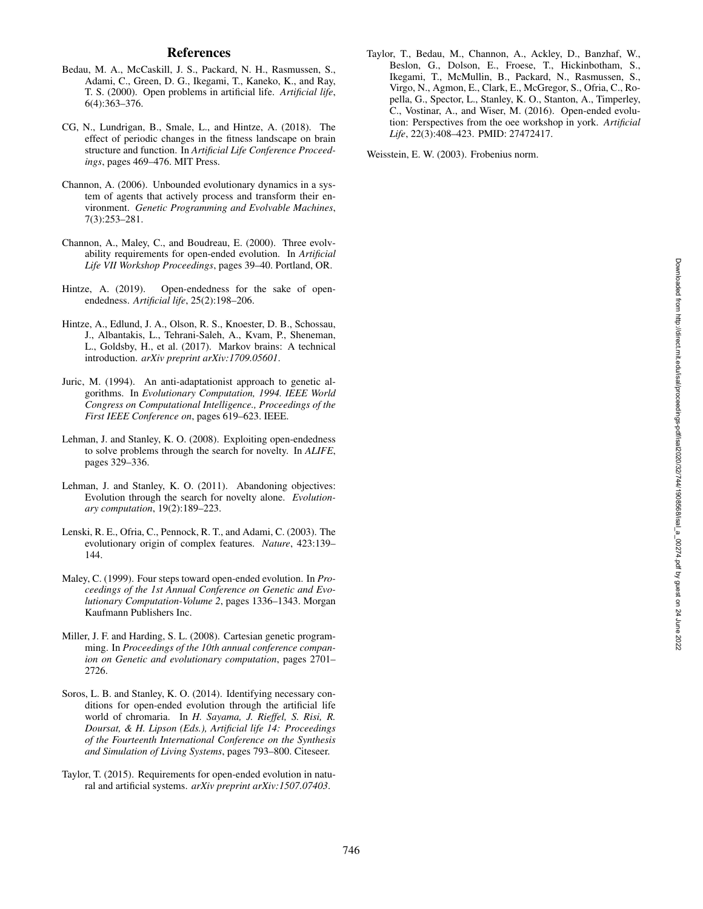## References

Bedau, M. A., McCaskill, J. S., Packard, N. H., Rasmussen, S., Adami, C., Green, D. G., Ikegami, T., Kaneko, K., and Ray, T. S. (2000). Open problems in artificial life. *Artificial life*, 6(4):363–376.

CG, N., Lundrigan, B., Smale, L., and Hintze, A. (2018). The effect of periodic changes in the fitness landscape on brain structure and function. In *Artificial Life Conference Proceedings*, pages 469–476. MIT Press.

Channon, A. (2006). Unbounded evolutionary dynamics in a system of agents that actively process and transform their environment. *Genetic Programming and Evolvable Machines*, 7(3):253–281.

Channon, A., Maley, C., and Boudreau, E. (2000). Three evolvability requirements for open-ended evolution. In *Artificial Life VII Workshop Proceedings*, pages 39–40. Portland, OR.

Hintze, A. (2019). Open-endedness for the sake of open-endedness. *Artificial life*, 25(2):198–206.

Hintze, A., Edlund, J. A., Olson, R. S., Knoester, D. B., Schossau, J., Albantakis, L., Tehrani-Saleh, A., Kvam, P., Sheneman, L., Goldsby, H., et al. (2017). Markov brains: A technical introduction. *arXiv preprint arXiv:1709.05601*.

Juric, M. (1994). An anti-adaptationist approach to genetic algorithms. In *Evolutionary Computation, 1994. IEEE World Congress on Computational Intelligence., Proceedings of the First IEEE Conference on*, pages 619–623. IEEE.

Lehman, J. and Stanley, K. O. (2008). Exploiting open-endedness to solve problems through the search for novelty. In *ALIFE*, pages 329–336.

Lehman, J. and Stanley, K. O. (2011). Abandoning objectives: Evolution through the search for novelty alone. *Evolutionary computation*, 19(2):189–223.

Lenski, R. E., Ofria, C., Pennock, R. T., and Adami, C. (2003). The evolutionary origin of complex features. *Nature*, 423:139–144.

Maley, C. (1999). Four steps toward open-ended evolution. In *Proceedings of the 1st Annual Conference on Genetic and Evolutionary Computation-Volume 2*, pages 1336–1343. Morgan Kaufmann Publishers Inc.

Miller, J. F. and Harding, S. L. (2008). Cartesian genetic programming. In *Proceedings of the 10th annual conference companion on Genetic and evolutionary computation*, pages 2701–2726.

Soros, L. B. and Stanley, K. O. (2014). Identifying necessary conditions for open-ended evolution through the artificial life world of chromaria. In *H. Sayama, J. Rieffel, S. Risi, R. Doursat, & H. Lipson (Eds.), Artificial life 14: Proceedings of the Fourteenth International Conference on the Synthesis and Simulation of Living Systems*, pages 793–800. Citeseer.

Taylor, T. (2015). Requirements for open-ended evolution in natural and artificial systems. *arXiv preprint arXiv:1507.07403*.

Taylor, T., Bedau, M., Channon, A., Ackley, D., Banzhaf, W., Beslon, G., Dolson, E., Froese, T., Hickinbotham, S., Ikegami, T., McMullin, B., Packard, N., Rasmussen, S., Virgo, N., Agmon, E., Clark, E., McGregor, S., Ofria, C., Ropella, G., Spector, L., Stanley, K. O., Stanton, A., Timperley, C., Vostinar, A., and Wiser, M. (2016). Open-ended evolution: Perspectives from the oee workshop in york. *Artificial Life*, 22(3):408–423. PMID: 27472417.

Weisstein, E. W. (2003). Frobenius norm.